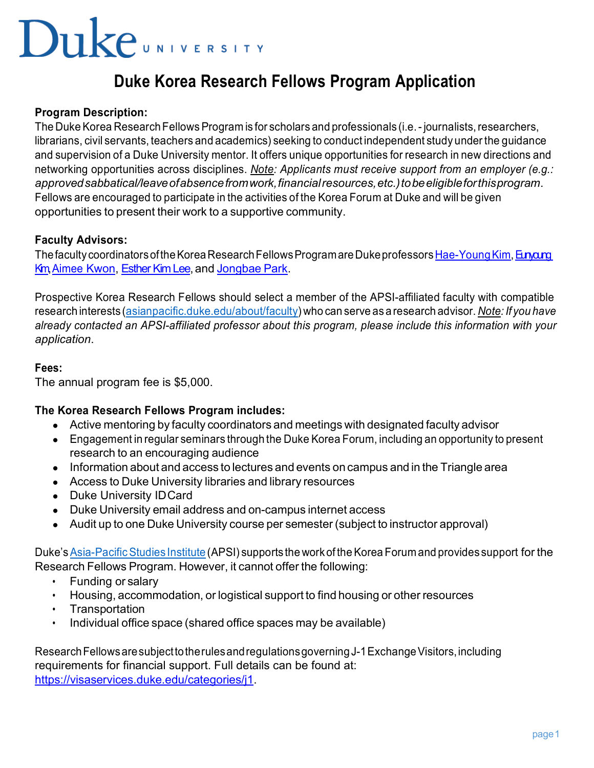Duke UNIVERSITY

# Duke Korea Research Fellows Program Application

**Program Description:**

The Duke Korea Research Fellows Program is for scholars and professionals (i.e. - journalists, researchers, librarians, civil servants, teachers and academics) seeking to conduct independent study under the guidance and supervision of a Duke University mentor. It offers unique opportunities for research in new directions and networking opportunities across disciplines. *Note: Applicants must receive support from an employer (e.g.: approved sabbatical/leave of absence from work, financial resources, etc.) to be eligible for this program.* Fellows are encouraged to participate in the activities of the Korea Forum at Duke and will be given opportunities to present their work to a supportive community.

**Faculty Advisors:**

The faculty coordinators of the Korea Research Fellows Program are Duke professors Hae-Young Kim, Eunyoung Kim, Aimee Kwon, Esther Kim Lee, and Jongbae Park.

Prospective Korea Research Fellows should select a member of the APSI-affiliated faculty with compatible research interests (asianpacific.duke.edu/about/faculty) who can serve as a research advisor. *Note: If you have already contacted an APSI-affiliated professor about this program, please include this information with your application.*

**Fees:**

The annual program fee is $5,000.

**The Korea Research Fellows Program includes:**

- Active mentoring by faculty coordinators and meetings with designated faculty advisor
- Engagement in regular seminars through the Duke Korea Forum, including an opportunity to present research to an encouraging audience
- Information about and access to lectures and events on campus and in the Triangle area
- Access to Duke University libraries and library resources
- Duke University ID Card
- Duke University email address and on-campus internet access
- Audit up to one Duke University course per semester (subject to instructor approval)

Duke's Asia-Pacific Studies Institute (APSI) supports the work of the Korea Forum and provides support for the Research Fellows Program. However, it cannot offer the following:

- Funding or salary
- Housing, accommodation, or logistical support to find housing or other resources
- Transportation
- Individual office space (shared office spaces may be available)

Research Fellows are subject to the rules and regulations governing J-1 Exchange Visitors, including requirements for financial support. Full details can be found at: https://visaservices.duke.edu/categories/j1.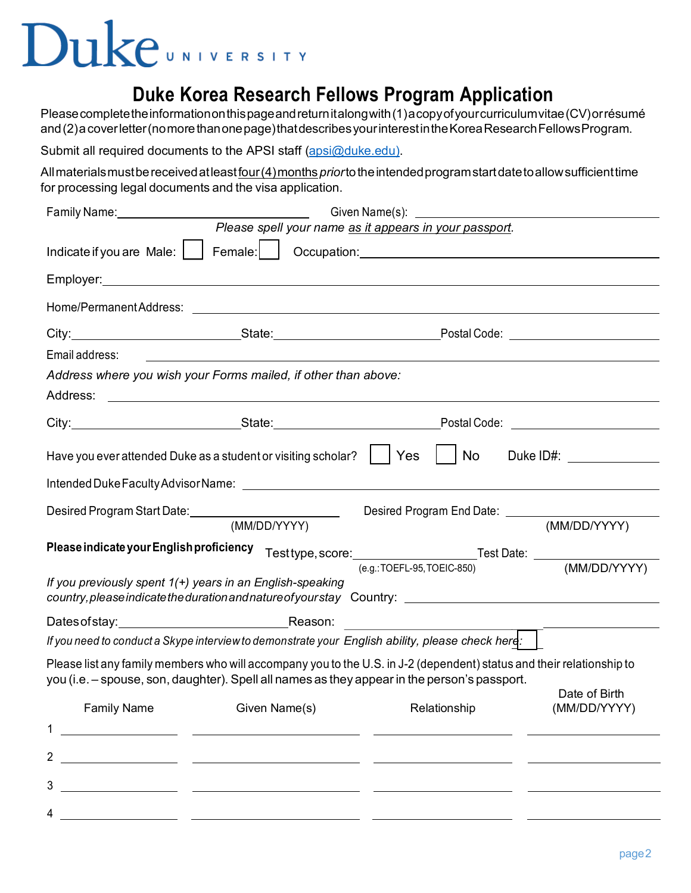Duke UNIVERSITY

# Duke Korea Research Fellows Program Application

Please complete the information on this page and return it along with (1) a copy of your curriculum vitae (CV) or résumé and (2) a cover letter (no more than one page) that describes your interest in the Korea Research Fellows Program.

Submit all required documents to the APSI staff (apsi@duke.edu).

All materials must be received at least four (4) months *prior* to the intended program start date to allow sufficient time for processing legal documents and the visa application.

Family Name: \_\_\_\_\_\_\_\_\_\_\_\_\_\_\_\_\_\_\_\_ Given Name(s): \_\_\_\_\_\_\_\_\_\_\_\_\_\_\_\_\_\_\_\_

*Please spell your name as it appears in your passport.*

Indicate if you are Male: ☐ Female: ☐ Occupation: \_\_\_\_\_\_\_\_\_\_\_\_\_\_\_\_\_\_\_\_

Employer: \_\_\_\_\_\_\_\_\_\_\_\_\_\_\_\_\_\_\_\_

Home/Permanent Address: \_\_\_\_\_\_\_\_\_\_\_\_\_\_\_\_\_\_\_\_

City: \_\_\_\_\_\_\_\_\_\_ State: \_\_\_\_\_\_\_\_\_\_ Postal Code: \_\_\_\_\_\_\_\_\_\_

Email address: \_\_\_\_\_\_\_\_\_\_\_\_\_\_\_\_\_\_\_\_

*Address where you wish your Forms mailed, if other than above:*

Address: \_\_\_\_\_\_\_\_\_\_\_\_\_\_\_\_\_\_\_\_

City: \_\_\_\_\_\_\_\_\_\_ State: \_\_\_\_\_\_\_\_\_\_ Postal Code: \_\_\_\_\_\_\_\_\_\_

Have you ever attended Duke as a student or visiting scholar? ☐ Yes ☐ No Duke ID#: \_\_\_\_\_\_\_\_\_\_

Intended Duke Faculty Advisor Name: \_\_\_\_\_\_\_\_\_\_\_\_\_\_\_\_\_\_\_\_

Desired Program Start Date: \_\_\_\_\_\_\_\_\_\_ (MM/DD/YYYY) Desired Program End Date: \_\_\_\_\_\_\_\_\_\_ (MM/DD/YYYY)

**Please indicate your English proficiency** Test type, score: \_\_\_\_\_\_\_\_\_\_ (e.g.: TOEFL-95, TOEIC-850) Test Date: \_\_\_\_\_\_\_\_\_\_ (MM/DD/YYYY)

*If you previously spent 1(+) years in an English-speaking country, please indicate the duration and nature of your stay* Country: \_\_\_\_\_\_\_\_\_\_

Dates of stay: \_\_\_\_\_\_\_\_\_\_ Reason: \_\_\_\_\_\_\_\_\_\_

*If you need to conduct a Skype interview to demonstrate your English ability, please check here:* ☐

Please list any family members who will accompany you to the U.S. in J-2 (dependent) status and their relationship to you (i.e. – spouse, son, daughter). Spell all names as they appear in the person's passport.

| | Family Name | Given Name(s) | Relationship | Date of Birth (MM/DD/YYYY) |
|---|---|---|---|---|
| 1 | | | | |
| 2 | | | | |
| 3 | | | | |
| 4 | | | | |